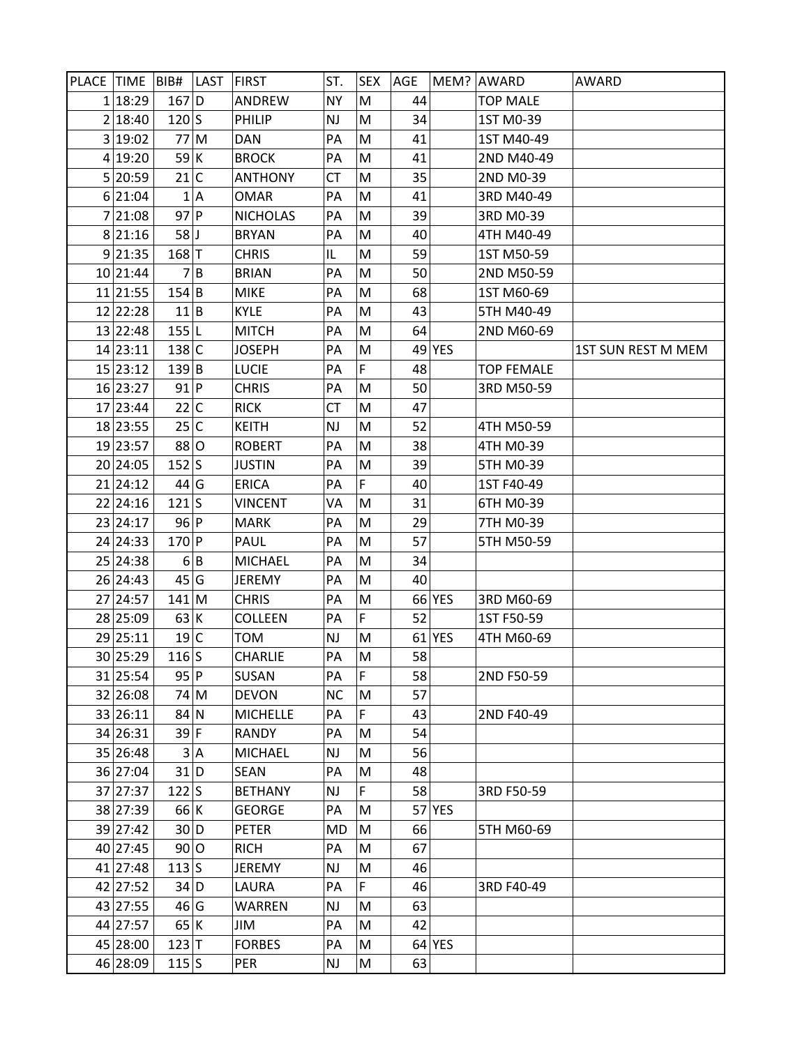| PLACE | TIME | BIB# | LAST | FIRST | ST. | SEX | AGE | MEM? | AWARD | AWARD |
|---|---|---|---|---|---|---|---|---|---|---|
| 1 | 18:29 | 167 | D | ANDREW | NY | M | 44 | | TOP MALE | |
| 2 | 18:40 | 120 | S | PHILIP | NJ | M | 34 | | 1ST M0-39 | |
| 3 | 19:02 | 77 | M | DAN | PA | M | 41 | | 1ST M40-49 | |
| 4 | 19:20 | 59 | K | BROCK | PA | M | 41 | | 2ND M40-49 | |
| 5 | 20:59 | 21 | C | ANTHONY | CT | M | 35 | | 2ND M0-39 | |
| 6 | 21:04 | 1 | A | OMAR | PA | M | 41 | | 3RD M40-49 | |
| 7 | 21:08 | 97 | P | NICHOLAS | PA | M | 39 | | 3RD M0-39 | |
| 8 | 21:16 | 58 | J | BRYAN | PA | M | 40 | | 4TH M40-49 | |
| 9 | 21:35 | 168 | T | CHRIS | IL | M | 59 | | 1ST M50-59 | |
| 10 | 21:44 | 7 | B | BRIAN | PA | M | 50 | | 2ND M50-59 | |
| 11 | 21:55 | 154 | B | MIKE | PA | M | 68 | | 1ST M60-69 | |
| 12 | 22:28 | 11 | B | KYLE | PA | M | 43 | | 5TH M40-49 | |
| 13 | 22:48 | 155 | L | MITCH | PA | M | 64 | | 2ND M60-69 | |
| 14 | 23:11 | 138 | C | JOSEPH | PA | M | 49 | YES | | 1ST SUN REST M MEM |
| 15 | 23:12 | 139 | B | LUCIE | PA | F | 48 | | TOP FEMALE | |
| 16 | 23:27 | 91 | P | CHRIS | PA | M | 50 | | 3RD M50-59 | |
| 17 | 23:44 | 22 | C | RICK | CT | M | 47 | | | |
| 18 | 23:55 | 25 | C | KEITH | NJ | M | 52 | | 4TH M50-59 | |
| 19 | 23:57 | 88 | O | ROBERT | PA | M | 38 | | 4TH M0-39 | |
| 20 | 24:05 | 152 | S | JUSTIN | PA | M | 39 | | 5TH M0-39 | |
| 21 | 24:12 | 44 | G | ERICA | PA | F | 40 | | 1ST F40-49 | |
| 22 | 24:16 | 121 | S | VINCENT | VA | M | 31 | | 6TH M0-39 | |
| 23 | 24:17 | 96 | P | MARK | PA | M | 29 | | 7TH M0-39 | |
| 24 | 24:33 | 170 | P | PAUL | PA | M | 57 | | 5TH M50-59 | |
| 25 | 24:38 | 6 | B | MICHAEL | PA | M | 34 | | | |
| 26 | 24:43 | 45 | G | JEREMY | PA | M | 40 | | | |
| 27 | 24:57 | 141 | M | CHRIS | PA | M | 66 | YES | 3RD M60-69 | |
| 28 | 25:09 | 63 | K | COLLEEN | PA | F | 52 | | 1ST F50-59 | |
| 29 | 25:11 | 19 | C | TOM | NJ | M | 61 | YES | 4TH M60-69 | |
| 30 | 25:29 | 116 | S | CHARLIE | PA | M | 58 | | | |
| 31 | 25:54 | 95 | P | SUSAN | PA | F | 58 | | 2ND F50-59 | |
| 32 | 26:08 | 74 | M | DEVON | NC | M | 57 | | | |
| 33 | 26:11 | 84 | N | MICHELLE | PA | F | 43 | | 2ND F40-49 | |
| 34 | 26:31 | 39 | F | RANDY | PA | M | 54 | | | |
| 35 | 26:48 | 3 | A | MICHAEL | NJ | M | 56 | | | |
| 36 | 27:04 | 31 | D | SEAN | PA | M | 48 | | | |
| 37 | 27:37 | 122 | S | BETHANY | NJ | F | 58 | | 3RD F50-59 | |
| 38 | 27:39 | 66 | K | GEORGE | PA | M | 57 | YES | | |
| 39 | 27:42 | 30 | D | PETER | MD | M | 66 | | 5TH M60-69 | |
| 40 | 27:45 | 90 | O | RICH | PA | M | 67 | | | |
| 41 | 27:48 | 113 | S | JEREMY | NJ | M | 46 | | | |
| 42 | 27:52 | 34 | D | LAURA | PA | F | 46 | | 3RD F40-49 | |
| 43 | 27:55 | 46 | G | WARREN | NJ | M | 63 | | | |
| 44 | 27:57 | 65 | K | JIM | PA | M | 42 | | | |
| 45 | 28:00 | 123 | T | FORBES | PA | M | 64 | YES | | |
| 46 | 28:09 | 115 | S | PER | NJ | M | 63 | | | |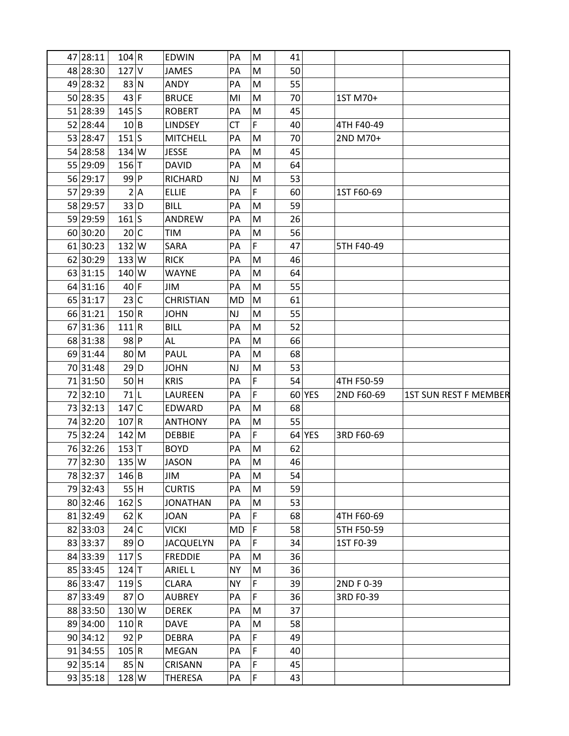| | | | | | | | | | |
|---|---|---|---|---|---|---|---|---|---|
| 47 | 28:11 | 104 | R | EDWIN | PA | M | 41 | | | |
| 48 | 28:30 | 127 | V | JAMES | PA | M | 50 | | | |
| 49 | 28:32 | 83 | N | ANDY | PA | M | 55 | | | |
| 50 | 28:35 | 43 | F | BRUCE | MI | M | 70 | | 1ST M70+ | |
| 51 | 28:39 | 145 | S | ROBERT | PA | M | 45 | | | |
| 52 | 28:44 | 10 | B | LINDSEY | CT | F | 40 | | 4TH F40-49 | |
| 53 | 28:47 | 151 | S | MITCHELL | PA | M | 70 | | 2ND M70+ | |
| 54 | 28:58 | 134 | W | JESSE | PA | M | 45 | | | |
| 55 | 29:09 | 156 | T | DAVID | PA | M | 64 | | | |
| 56 | 29:17 | 99 | P | RICHARD | NJ | M | 53 | | | |
| 57 | 29:39 | 2 | A | ELLIE | PA | F | 60 | | 1ST F60-69 | |
| 58 | 29:57 | 33 | D | BILL | PA | M | 59 | | | |
| 59 | 29:59 | 161 | S | ANDREW | PA | M | 26 | | | |
| 60 | 30:20 | 20 | C | TIM | PA | M | 56 | | | |
| 61 | 30:23 | 132 | W | SARA | PA | F | 47 | | 5TH F40-49 | |
| 62 | 30:29 | 133 | W | RICK | PA | M | 46 | | | |
| 63 | 31:15 | 140 | W | WAYNE | PA | M | 64 | | | |
| 64 | 31:16 | 40 | F | JIM | PA | M | 55 | | | |
| 65 | 31:17 | 23 | C | CHRISTIAN | MD | M | 61 | | | |
| 66 | 31:21 | 150 | R | JOHN | NJ | M | 55 | | | |
| 67 | 31:36 | 111 | R | BILL | PA | M | 52 | | | |
| 68 | 31:38 | 98 | P | AL | PA | M | 66 | | | |
| 69 | 31:44 | 80 | M | PAUL | PA | M | 68 | | | |
| 70 | 31:48 | 29 | D | JOHN | NJ | M | 53 | | | |
| 71 | 31:50 | 50 | H | KRIS | PA | F | 54 | | 4TH F50-59 | |
| 72 | 32:10 | 71 | L | LAUREEN | PA | F | 60 | YES | 2ND F60-69 | 1ST SUN REST F MEMBER |
| 73 | 32:13 | 147 | C | EDWARD | PA | M | 68 | | | |
| 74 | 32:20 | 107 | R | ANTHONY | PA | M | 55 | | | |
| 75 | 32:24 | 142 | M | DEBBIE | PA | F | 64 | YES | 3RD F60-69 | |
| 76 | 32:26 | 153 | T | BOYD | PA | M | 62 | | | |
| 77 | 32:30 | 135 | W | JASON | PA | M | 46 | | | |
| 78 | 32:37 | 146 | B | JIM | PA | M | 54 | | | |
| 79 | 32:43 | 55 | H | CURTIS | PA | M | 59 | | | |
| 80 | 32:46 | 162 | S | JONATHAN | PA | M | 53 | | | |
| 81 | 32:49 | 62 | K | JOAN | PA | F | 68 | | 4TH F60-69 | |
| 82 | 33:03 | 24 | C | VICKI | MD | F | 58 | | 5TH F50-59 | |
| 83 | 33:37 | 89 | O | JACQUELYN | PA | F | 34 | | 1ST F0-39 | |
| 84 | 33:39 | 117 | S | FREDDIE | PA | M | 36 | | | |
| 85 | 33:45 | 124 | T | ARIEL L | NY | M | 36 | | | |
| 86 | 33:47 | 119 | S | CLARA | NY | F | 39 | | 2ND F 0-39 | |
| 87 | 33:49 | 87 | O | AUBREY | PA | F | 36 | | 3RD F0-39 | |
| 88 | 33:50 | 130 | W | DEREK | PA | M | 37 | | | |
| 89 | 34:00 | 110 | R | DAVE | PA | M | 58 | | | |
| 90 | 34:12 | 92 | P | DEBRA | PA | F | 49 | | | |
| 91 | 34:55 | 105 | R | MEGAN | PA | F | 40 | | | |
| 92 | 35:14 | 85 | N | CRISANN | PA | F | 45 | | | |
| 93 | 35:18 | 128 | W | THERESA | PA | F | 43 | | | |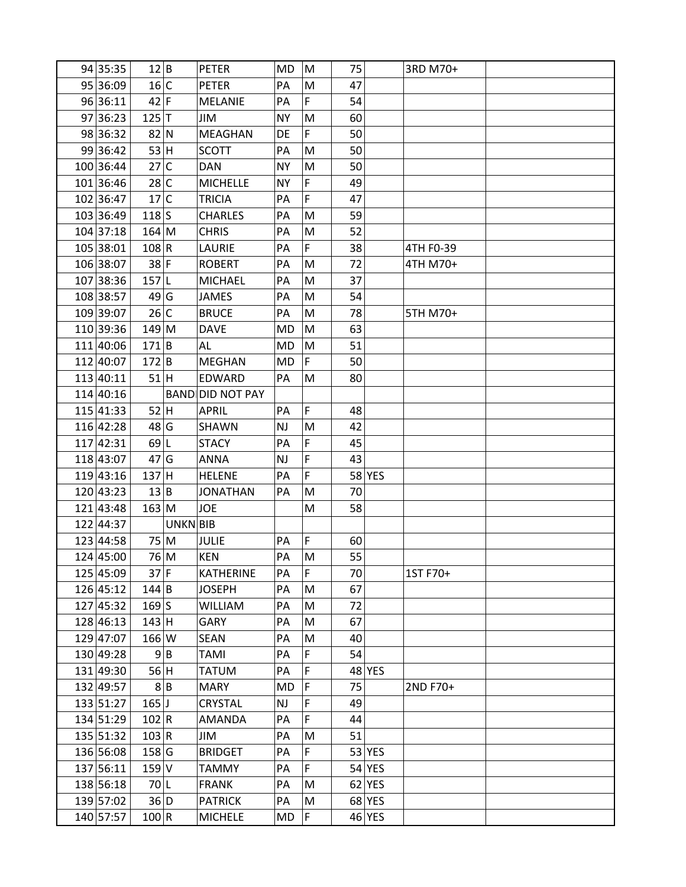| | | | | | | | | | | |
|---|---|---|---|---|---|---|---|---|---|---|
| 94 | 35:35 | 12 | B | PETER | MD | M | 75 | | 3RD M70+ | |
| 95 | 36:09 | 16 | C | PETER | PA | M | 47 | | | |
| 96 | 36:11 | 42 | F | MELANIE | PA | F | 54 | | | |
| 97 | 36:23 | 125 | T | JIM | NY | M | 60 | | | |
| 98 | 36:32 | 82 | N | MEAGHAN | DE | F | 50 | | | |
| 99 | 36:42 | 53 | H | SCOTT | PA | M | 50 | | | |
| 100 | 36:44 | 27 | C | DAN | NY | M | 50 | | | |
| 101 | 36:46 | 28 | C | MICHELLE | NY | F | 49 | | | |
| 102 | 36:47 | 17 | C | TRICIA | PA | F | 47 | | | |
| 103 | 36:49 | 118 | S | CHARLES | PA | M | 59 | | | |
| 104 | 37:18 | 164 | M | CHRIS | PA | M | 52 | | | |
| 105 | 38:01 | 108 | R | LAURIE | PA | F | 38 | | 4TH F0-39 | |
| 106 | 38:07 | 38 | F | ROBERT | PA | M | 72 | | 4TH M70+ | |
| 107 | 38:36 | 157 | L | MICHAEL | PA | M | 37 | | | |
| 108 | 38:57 | 49 | G | JAMES | PA | M | 54 | | | |
| 109 | 39:07 | 26 | C | BRUCE | PA | M | 78 | | 5TH M70+ | |
| 110 | 39:36 | 149 | M | DAVE | MD | M | 63 | | | |
| 111 | 40:06 | 171 | B | AL | MD | M | 51 | | | |
| 112 | 40:07 | 172 | B | MEGHAN | MD | F | 50 | | | |
| 113 | 40:11 | 51 | H | EDWARD | PA | M | 80 | | | |
| 114 | 40:16 | | BAND | DID NOT PAY | | | | | | |
| 115 | 41:33 | 52 | H | APRIL | PA | F | 48 | | | |
| 116 | 42:28 | 48 | G | SHAWN | NJ | M | 42 | | | |
| 117 | 42:31 | 69 | L | STACY | PA | F | 45 | | | |
| 118 | 43:07 | 47 | G | ANNA | NJ | F | 43 | | | |
| 119 | 43:16 | 137 | H | HELENE | PA | F | 58 | YES | | |
| 120 | 43:23 | 13 | B | JONATHAN | PA | M | 70 | | | |
| 121 | 43:48 | 163 | M | JOE | | M | 58 | | | |
| 122 | 44:37 | | UNKN | BIB | | | | | | |
| 123 | 44:58 | 75 | M | JULIE | PA | F | 60 | | | |
| 124 | 45:00 | 76 | M | KEN | PA | M | 55 | | | |
| 125 | 45:09 | 37 | F | KATHERINE | PA | F | 70 | | 1ST F70+ | |
| 126 | 45:12 | 144 | B | JOSEPH | PA | M | 67 | | | |
| 127 | 45:32 | 169 | S | WILLIAM | PA | M | 72 | | | |
| 128 | 46:13 | 143 | H | GARY | PA | M | 67 | | | |
| 129 | 47:07 | 166 | W | SEAN | PA | M | 40 | | | |
| 130 | 49:28 | 9 | B | TAMI | PA | F | 54 | | | |
| 131 | 49:30 | 56 | H | TATUM | PA | F | 48 | YES | | |
| 132 | 49:57 | 8 | B | MARY | MD | F | 75 | | 2ND F70+ | |
| 133 | 51:27 | 165 | J | CRYSTAL | NJ | F | 49 | | | |
| 134 | 51:29 | 102 | R | AMANDA | PA | F | 44 | | | |
| 135 | 51:32 | 103 | R | JIM | PA | M | 51 | | | |
| 136 | 56:08 | 158 | G | BRIDGET | PA | F | 53 | YES | | |
| 137 | 56:11 | 159 | V | TAMMY | PA | F | 54 | YES | | |
| 138 | 56:18 | 70 | L | FRANK | PA | M | 62 | YES | | |
| 139 | 57:02 | 36 | D | PATRICK | PA | M | 68 | YES | | |
| 140 | 57:57 | 100 | R | MICHELE | MD | F | 46 | YES | | |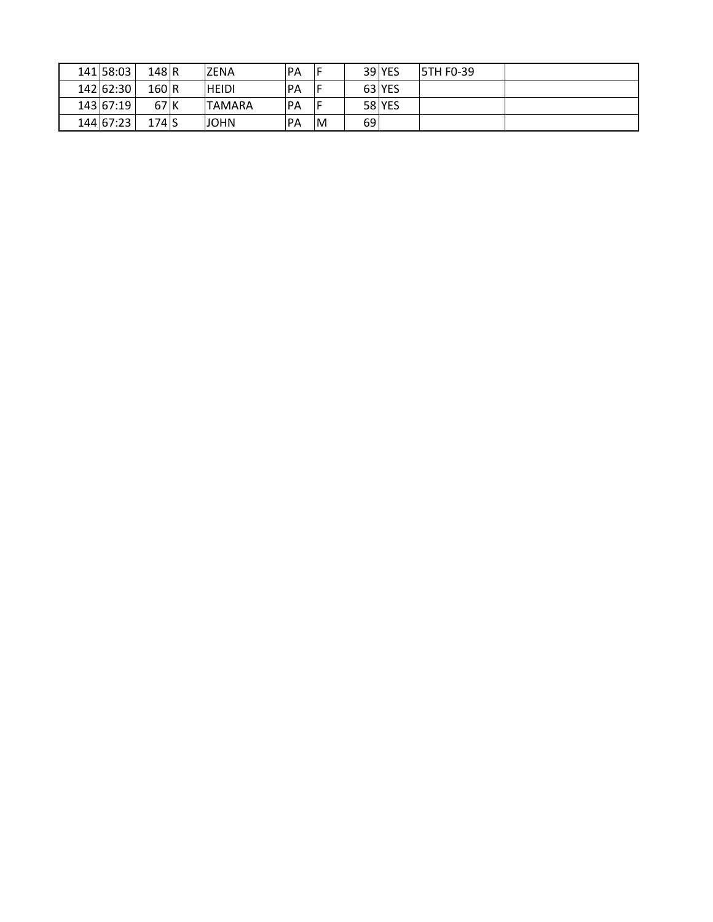| | | | | | | | | | | |
|---|---|---|---|---|---|---|---|---|---|---|
| 141 | 58:03 | 148 | R | ZENA | PA | F | 39 | YES | 5TH F0-39 | |
| 142 | 62:30 | 160 | R | HEIDI | PA | F | 63 | YES | | |
| 143 | 67:19 | 67 | K | TAMARA | PA | F | 58 | YES | | |
| 144 | 67:23 | 174 | S | JOHN | PA | M | 69 | | | |